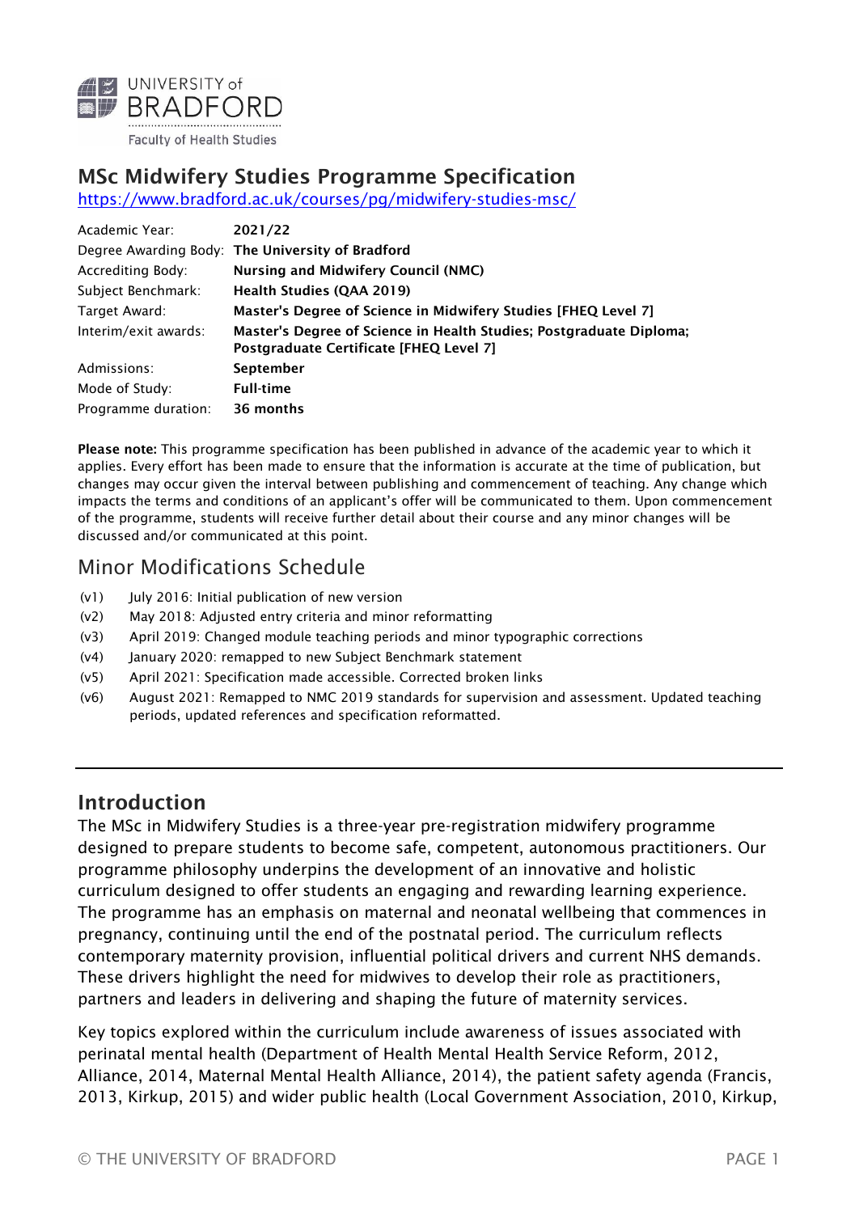UNIVERSITY of BRADFORD

Faculty of Health Studies

# MSc Midwifery Studies Programme Specification

https://www.bradford.ac.uk/courses/pg/midwifery-studies-msc/

| | |
|---|---|
| Academic Year: | **2021/22** |
| Degree Awarding Body: | **The University of Bradford** |
| Accrediting Body: | **Nursing and Midwifery Council (NMC)** |
| Subject Benchmark: | **Health Studies (QAA 2019)** |
| Target Award: | **Master's Degree of Science in Midwifery Studies [FHEQ Level 7]** |
| Interim/exit awards: | **Master's Degree of Science in Health Studies; Postgraduate Diploma; Postgraduate Certificate [FHEQ Level 7]** |
| Admissions: | **September** |
| Mode of Study: | **Full-time** |
| Programme duration: | **36 months** |

**Please note:** This programme specification has been published in advance of the academic year to which it applies. Every effort has been made to ensure that the information is accurate at the time of publication, but changes may occur given the interval between publishing and commencement of teaching. Any change which impacts the terms and conditions of an applicant's offer will be communicated to them. Upon commencement of the programme, students will receive further detail about their course and any minor changes will be discussed and/or communicated at this point.

## Minor Modifications Schedule

- (v1) July 2016: Initial publication of new version
- (v2) May 2018: Adjusted entry criteria and minor reformatting
- (v3) April 2019: Changed module teaching periods and minor typographic corrections
- (v4) January 2020: remapped to new Subject Benchmark statement
- (v5) April 2021: Specification made accessible. Corrected broken links
- (v6) August 2021: Remapped to NMC 2019 standards for supervision and assessment. Updated teaching periods, updated references and specification reformatted.

---

## Introduction

The MSc in Midwifery Studies is a three-year pre-registration midwifery programme designed to prepare students to become safe, competent, autonomous practitioners. Our programme philosophy underpins the development of an innovative and holistic curriculum designed to offer students an engaging and rewarding learning experience. The programme has an emphasis on maternal and neonatal wellbeing that commences in pregnancy, continuing until the end of the postnatal period. The curriculum reflects contemporary maternity provision, influential political drivers and current NHS demands. These drivers highlight the need for midwives to develop their role as practitioners, partners and leaders in delivering and shaping the future of maternity services.

Key topics explored within the curriculum include awareness of issues associated with perinatal mental health (Department of Health Mental Health Service Reform, 2012, Alliance, 2014, Maternal Mental Health Alliance, 2014), the patient safety agenda (Francis, 2013, Kirkup, 2015) and wider public health (Local Government Association, 2010, Kirkup,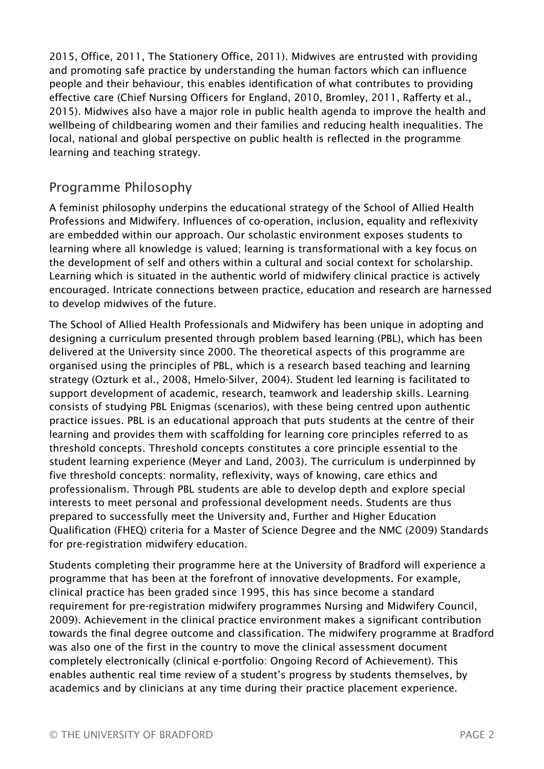2015, Office, 2011, The Stationery Office, 2011). Midwives are entrusted with providing and promoting safe practice by understanding the human factors which can influence people and their behaviour, this enables identification of what contributes to providing effective care (Chief Nursing Officers for England, 2010, Bromley, 2011, Rafferty et al., 2015). Midwives also have a major role in public health agenda to improve the health and wellbeing of childbearing women and their families and reducing health inequalities. The local, national and global perspective on public health is reflected in the programme learning and teaching strategy.

## Programme Philosophy

A feminist philosophy underpins the educational strategy of the School of Allied Health Professions and Midwifery. Influences of co-operation, inclusion, equality and reflexivity are embedded within our approach. Our scholastic environment exposes students to learning where all knowledge is valued; learning is transformational with a key focus on the development of self and others within a cultural and social context for scholarship. Learning which is situated in the authentic world of midwifery clinical practice is actively encouraged. Intricate connections between practice, education and research are harnessed to develop midwives of the future.

The School of Allied Health Professionals and Midwifery has been unique in adopting and designing a curriculum presented through problem based learning (PBL), which has been delivered at the University since 2000. The theoretical aspects of this programme are organised using the principles of PBL, which is a research based teaching and learning strategy (Ozturk et al., 2008, Hmelo-Silver, 2004). Student led learning is facilitated to support development of academic, research, teamwork and leadership skills. Learning consists of studying PBL Enigmas (scenarios), with these being centred upon authentic practice issues. PBL is an educational approach that puts students at the centre of their learning and provides them with scaffolding for learning core principles referred to as threshold concepts. Threshold concepts constitutes a core principle essential to the student learning experience (Meyer and Land, 2003). The curriculum is underpinned by five threshold concepts: normality, reflexivity, ways of knowing, care ethics and professionalism. Through PBL students are able to develop depth and explore special interests to meet personal and professional development needs. Students are thus prepared to successfully meet the University and, Further and Higher Education Qualification (FHEQ) criteria for a Master of Science Degree and the NMC (2009) Standards for pre-registration midwifery education.

Students completing their programme here at the University of Bradford will experience a programme that has been at the forefront of innovative developments. For example, clinical practice has been graded since 1995, this has since become a standard requirement for pre-registration midwifery programmes Nursing and Midwifery Council, 2009). Achievement in the clinical practice environment makes a significant contribution towards the final degree outcome and classification. The midwifery programme at Bradford was also one of the first in the country to move the clinical assessment document completely electronically (clinical e-portfolio: Ongoing Record of Achievement). This enables authentic real time review of a student's progress by students themselves, by academics and by clinicians at any time during their practice placement experience.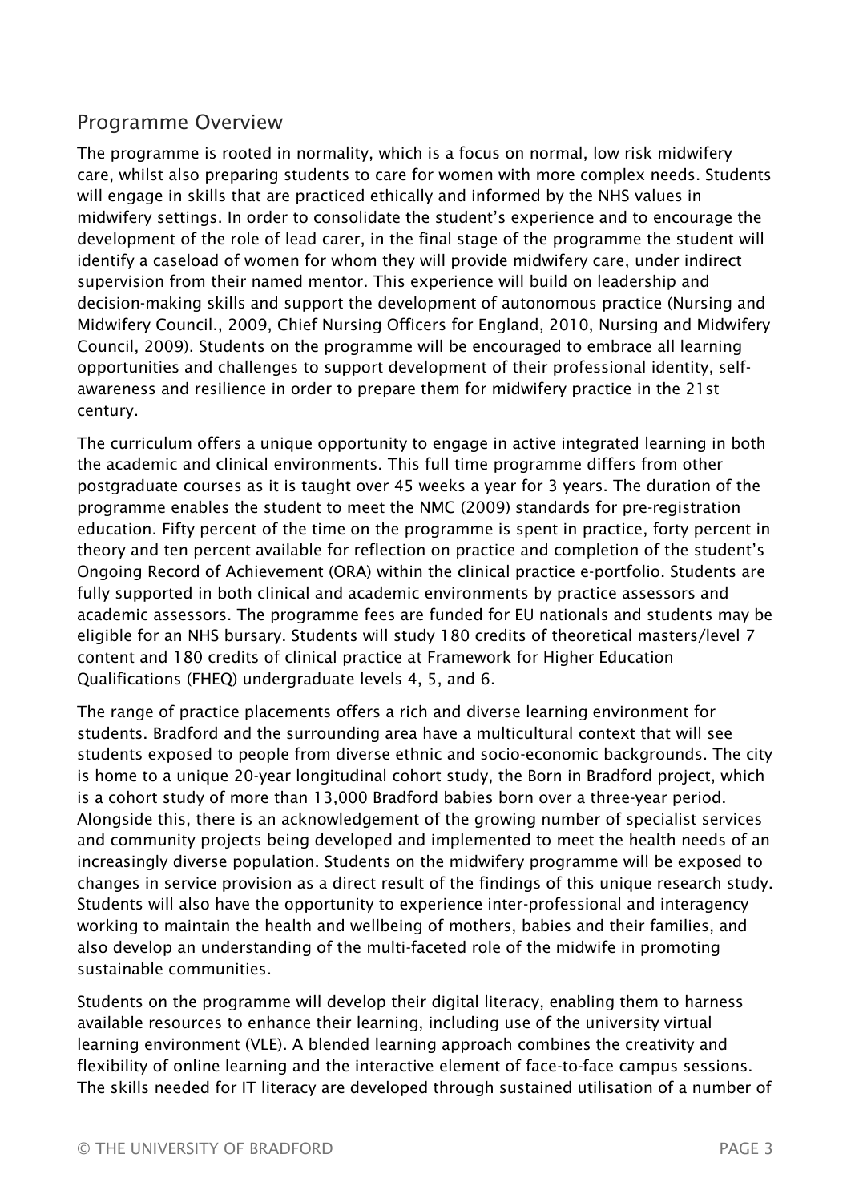## Programme Overview

The programme is rooted in normality, which is a focus on normal, low risk midwifery care, whilst also preparing students to care for women with more complex needs. Students will engage in skills that are practiced ethically and informed by the NHS values in midwifery settings. In order to consolidate the student's experience and to encourage the development of the role of lead carer, in the final stage of the programme the student will identify a caseload of women for whom they will provide midwifery care, under indirect supervision from their named mentor. This experience will build on leadership and decision-making skills and support the development of autonomous practice (Nursing and Midwifery Council., 2009, Chief Nursing Officers for England, 2010, Nursing and Midwifery Council, 2009). Students on the programme will be encouraged to embrace all learning opportunities and challenges to support development of their professional identity, self-awareness and resilience in order to prepare them for midwifery practice in the 21st century.

The curriculum offers a unique opportunity to engage in active integrated learning in both the academic and clinical environments. This full time programme differs from other postgraduate courses as it is taught over 45 weeks a year for 3 years. The duration of the programme enables the student to meet the NMC (2009) standards for pre-registration education. Fifty percent of the time on the programme is spent in practice, forty percent in theory and ten percent available for reflection on practice and completion of the student's Ongoing Record of Achievement (ORA) within the clinical practice e-portfolio. Students are fully supported in both clinical and academic environments by practice assessors and academic assessors. The programme fees are funded for EU nationals and students may be eligible for an NHS bursary. Students will study 180 credits of theoretical masters/level 7 content and 180 credits of clinical practice at Framework for Higher Education Qualifications (FHEQ) undergraduate levels 4, 5, and 6.

The range of practice placements offers a rich and diverse learning environment for students. Bradford and the surrounding area have a multicultural context that will see students exposed to people from diverse ethnic and socio-economic backgrounds. The city is home to a unique 20-year longitudinal cohort study, the Born in Bradford project, which is a cohort study of more than 13,000 Bradford babies born over a three-year period. Alongside this, there is an acknowledgement of the growing number of specialist services and community projects being developed and implemented to meet the health needs of an increasingly diverse population. Students on the midwifery programme will be exposed to changes in service provision as a direct result of the findings of this unique research study. Students will also have the opportunity to experience inter-professional and interagency working to maintain the health and wellbeing of mothers, babies and their families, and also develop an understanding of the multi-faceted role of the midwife in promoting sustainable communities.

Students on the programme will develop their digital literacy, enabling them to harness available resources to enhance their learning, including use of the university virtual learning environment (VLE). A blended learning approach combines the creativity and flexibility of online learning and the interactive element of face-to-face campus sessions. The skills needed for IT literacy are developed through sustained utilisation of a number of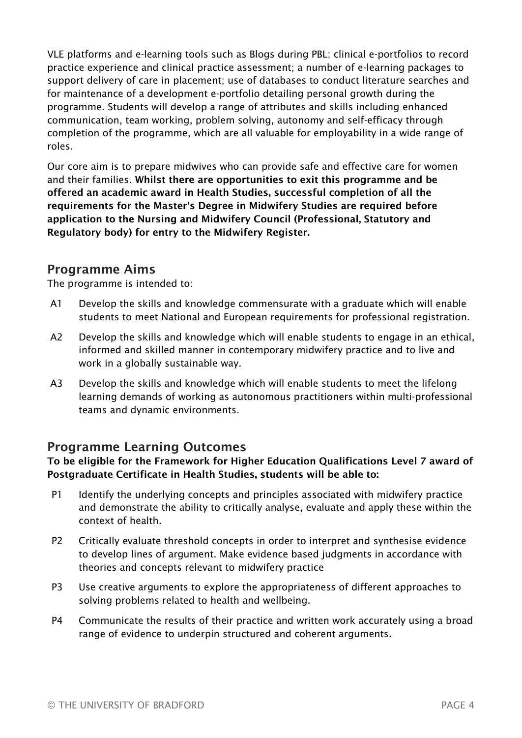VLE platforms and e-learning tools such as Blogs during PBL; clinical e-portfolios to record practice experience and clinical practice assessment; a number of e-learning packages to support delivery of care in placement; use of databases to conduct literature searches and for maintenance of a development e-portfolio detailing personal growth during the programme. Students will develop a range of attributes and skills including enhanced communication, team working, problem solving, autonomy and self-efficacy through completion of the programme, which are all valuable for employability in a wide range of roles.

Our core aim is to prepare midwives who can provide safe and effective care for women and their families. **Whilst there are opportunities to exit this programme and be offered an academic award in Health Studies, successful completion of all the requirements for the Master's Degree in Midwifery Studies are required before application to the Nursing and Midwifery Council (Professional, Statutory and Regulatory body) for entry to the Midwifery Register.**

## Programme Aims

The programme is intended to:

- A1 Develop the skills and knowledge commensurate with a graduate which will enable students to meet National and European requirements for professional registration.
- A2 Develop the skills and knowledge which will enable students to engage in an ethical, informed and skilled manner in contemporary midwifery practice and to live and work in a globally sustainable way.
- A3 Develop the skills and knowledge which will enable students to meet the lifelong learning demands of working as autonomous practitioners within multi-professional teams and dynamic environments.

## Programme Learning Outcomes

**To be eligible for the Framework for Higher Education Qualifications Level 7 award of Postgraduate Certificate in Health Studies, students will be able to:**

- P1 Identify the underlying concepts and principles associated with midwifery practice and demonstrate the ability to critically analyse, evaluate and apply these within the context of health.
- P2 Critically evaluate threshold concepts in order to interpret and synthesise evidence to develop lines of argument. Make evidence based judgments in accordance with theories and concepts relevant to midwifery practice
- P3 Use creative arguments to explore the appropriateness of different approaches to solving problems related to health and wellbeing.
- P4 Communicate the results of their practice and written work accurately using a broad range of evidence to underpin structured and coherent arguments.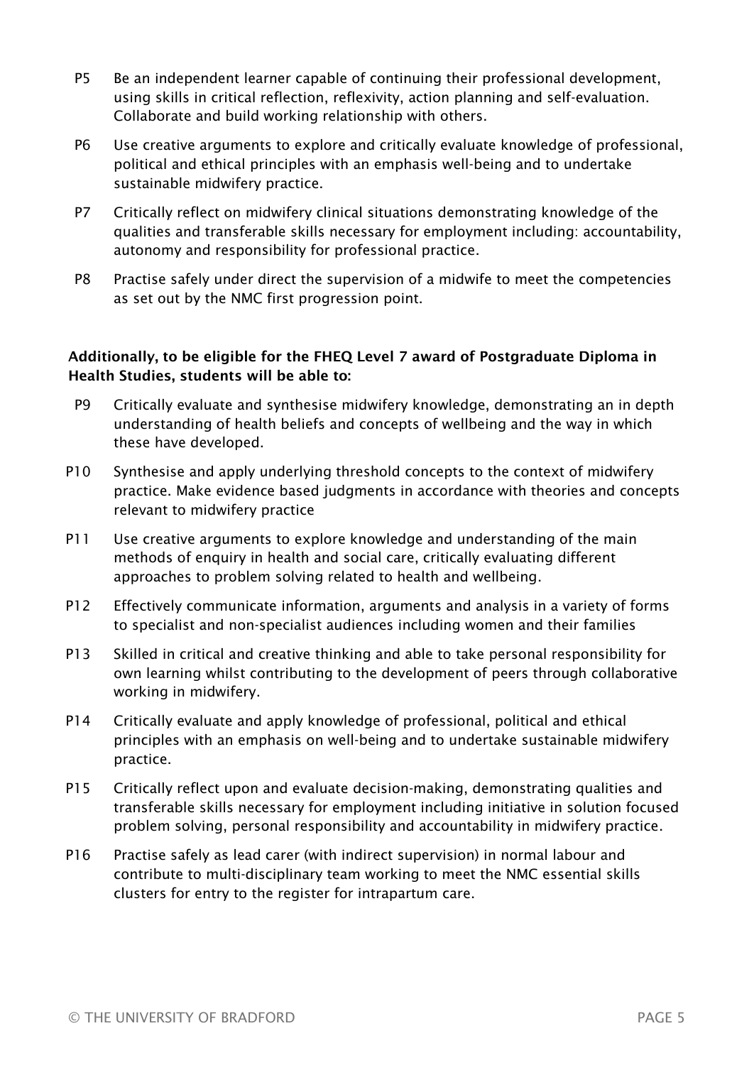P5 Be an independent learner capable of continuing their professional development, using skills in critical reflection, reflexivity, action planning and self-evaluation. Collaborate and build working relationship with others.

P6 Use creative arguments to explore and critically evaluate knowledge of professional, political and ethical principles with an emphasis well-being and to undertake sustainable midwifery practice.

P7 Critically reflect on midwifery clinical situations demonstrating knowledge of the qualities and transferable skills necessary for employment including: accountability, autonomy and responsibility for professional practice.

P8 Practise safely under direct the supervision of a midwife to meet the competencies as set out by the NMC first progression point.

**Additionally, to be eligible for the FHEQ Level 7 award of Postgraduate Diploma in Health Studies, students will be able to:**

P9 Critically evaluate and synthesise midwifery knowledge, demonstrating an in depth understanding of health beliefs and concepts of wellbeing and the way in which these have developed.

P10 Synthesise and apply underlying threshold concepts to the context of midwifery practice. Make evidence based judgments in accordance with theories and concepts relevant to midwifery practice

P11 Use creative arguments to explore knowledge and understanding of the main methods of enquiry in health and social care, critically evaluating different approaches to problem solving related to health and wellbeing.

P12 Effectively communicate information, arguments and analysis in a variety of forms to specialist and non-specialist audiences including women and their families

P13 Skilled in critical and creative thinking and able to take personal responsibility for own learning whilst contributing to the development of peers through collaborative working in midwifery.

P14 Critically evaluate and apply knowledge of professional, political and ethical principles with an emphasis on well-being and to undertake sustainable midwifery practice.

P15 Critically reflect upon and evaluate decision-making, demonstrating qualities and transferable skills necessary for employment including initiative in solution focused problem solving, personal responsibility and accountability in midwifery practice.

P16 Practise safely as lead carer (with indirect supervision) in normal labour and contribute to multi-disciplinary team working to meet the NMC essential skills clusters for entry to the register for intrapartum care.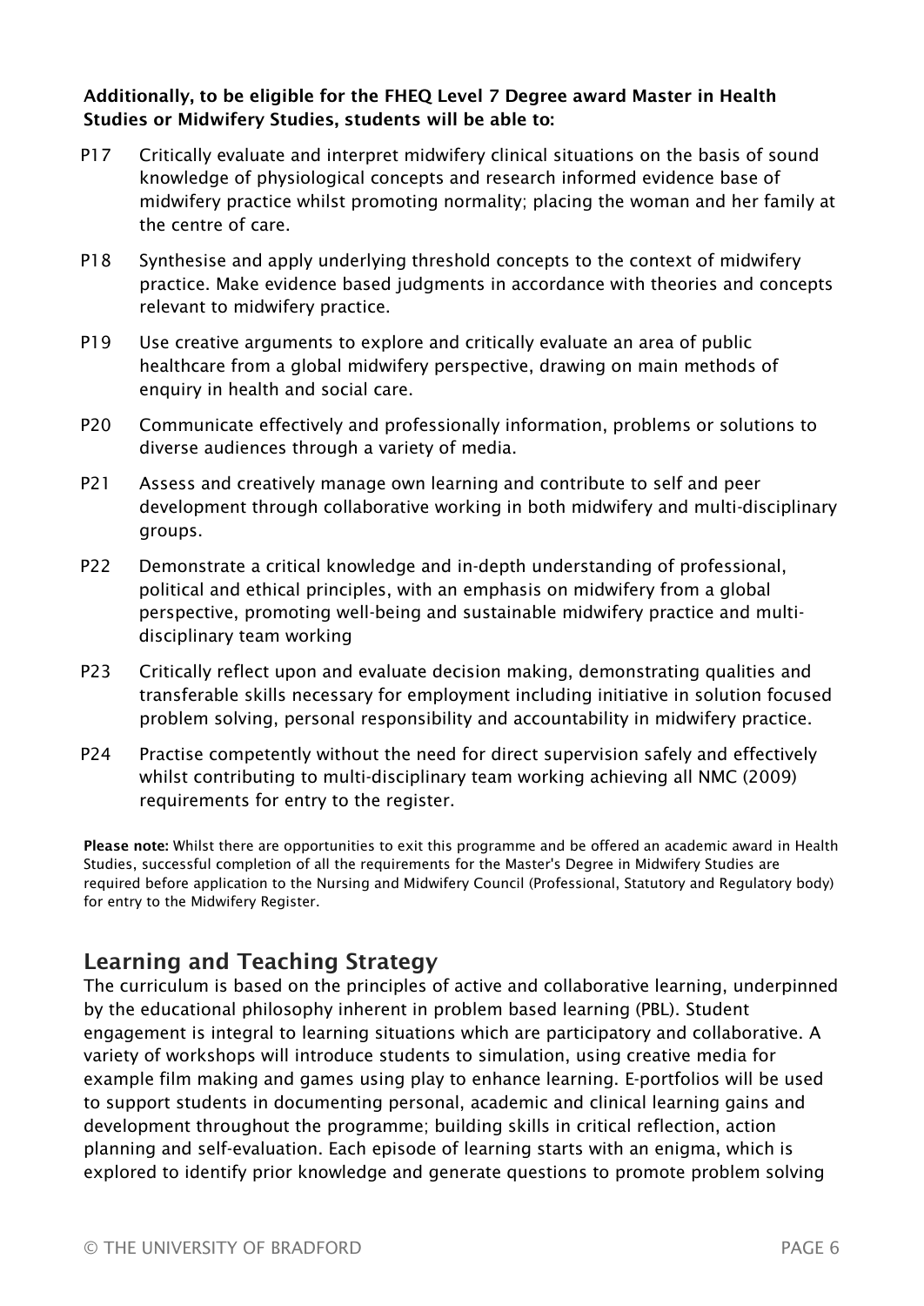**Additionally, to be eligible for the FHEQ Level 7 Degree award Master in Health Studies or Midwifery Studies, students will be able to:**

- P17 Critically evaluate and interpret midwifery clinical situations on the basis of sound knowledge of physiological concepts and research informed evidence base of midwifery practice whilst promoting normality; placing the woman and her family at the centre of care.
- P18 Synthesise and apply underlying threshold concepts to the context of midwifery practice. Make evidence based judgments in accordance with theories and concepts relevant to midwifery practice.
- P19 Use creative arguments to explore and critically evaluate an area of public healthcare from a global midwifery perspective, drawing on main methods of enquiry in health and social care.
- P20 Communicate effectively and professionally information, problems or solutions to diverse audiences through a variety of media.
- P21 Assess and creatively manage own learning and contribute to self and peer development through collaborative working in both midwifery and multi-disciplinary groups.
- P22 Demonstrate a critical knowledge and in-depth understanding of professional, political and ethical principles, with an emphasis on midwifery from a global perspective, promoting well-being and sustainable midwifery practice and multi-disciplinary team working
- P23 Critically reflect upon and evaluate decision making, demonstrating qualities and transferable skills necessary for employment including initiative in solution focused problem solving, personal responsibility and accountability in midwifery practice.
- P24 Practise competently without the need for direct supervision safely and effectively whilst contributing to multi-disciplinary team working achieving all NMC (2009) requirements for entry to the register.

**Please note:** Whilst there are opportunities to exit this programme and be offered an academic award in Health Studies, successful completion of all the requirements for the Master's Degree in Midwifery Studies are required before application to the Nursing and Midwifery Council (Professional, Statutory and Regulatory body) for entry to the Midwifery Register.

## Learning and Teaching Strategy

The curriculum is based on the principles of active and collaborative learning, underpinned by the educational philosophy inherent in problem based learning (PBL). Student engagement is integral to learning situations which are participatory and collaborative. A variety of workshops will introduce students to simulation, using creative media for example film making and games using play to enhance learning. E-portfolios will be used to support students in documenting personal, academic and clinical learning gains and development throughout the programme; building skills in critical reflection, action planning and self-evaluation. Each episode of learning starts with an enigma, which is explored to identify prior knowledge and generate questions to promote problem solving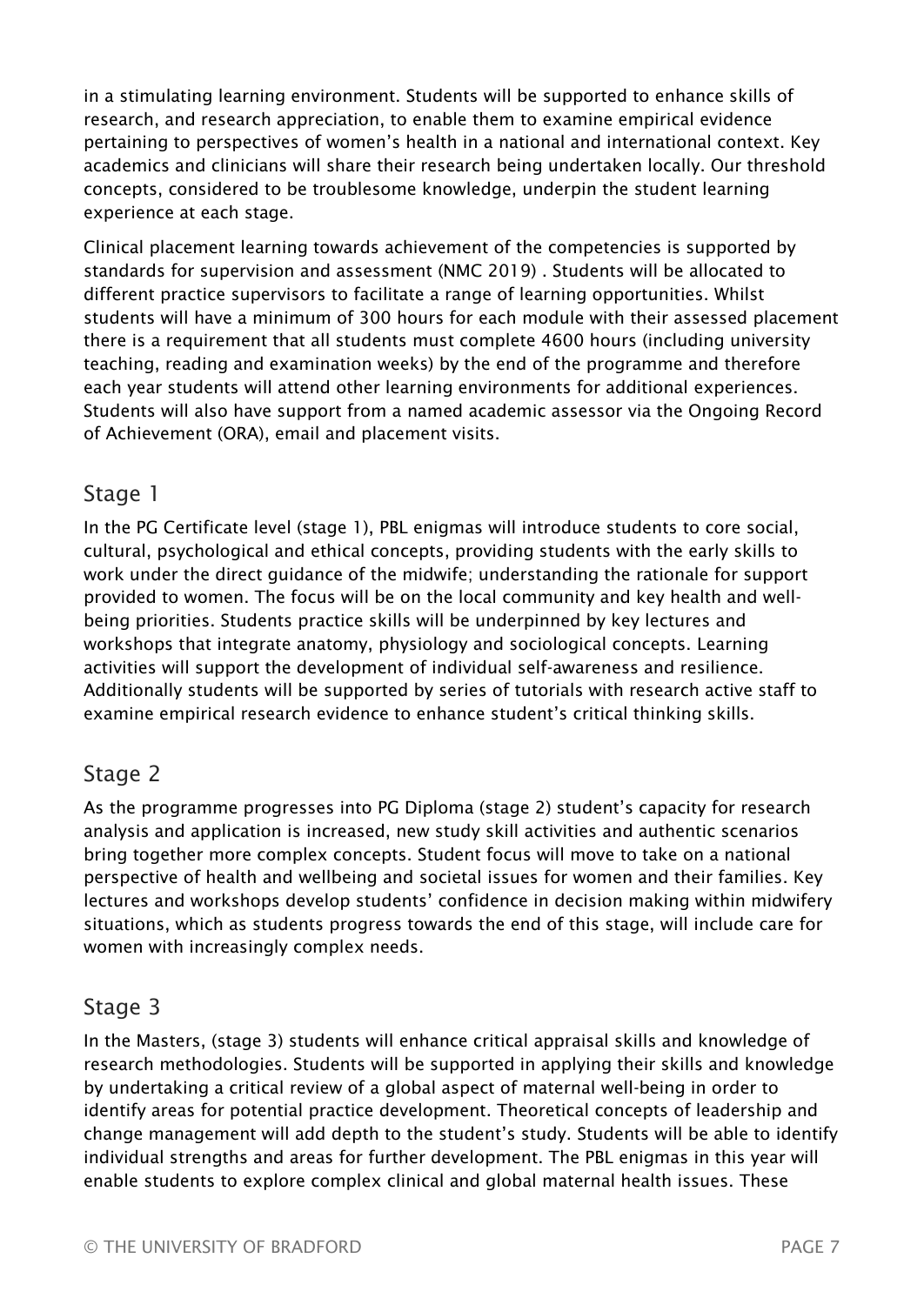in a stimulating learning environment. Students will be supported to enhance skills of research, and research appreciation, to enable them to examine empirical evidence pertaining to perspectives of women's health in a national and international context. Key academics and clinicians will share their research being undertaken locally. Our threshold concepts, considered to be troublesome knowledge, underpin the student learning experience at each stage.

Clinical placement learning towards achievement of the competencies is supported by standards for supervision and assessment (NMC 2019) . Students will be allocated to different practice supervisors to facilitate a range of learning opportunities. Whilst students will have a minimum of 300 hours for each module with their assessed placement there is a requirement that all students must complete 4600 hours (including university teaching, reading and examination weeks) by the end of the programme and therefore each year students will attend other learning environments for additional experiences. Students will also have support from a named academic assessor via the Ongoing Record of Achievement (ORA), email and placement visits.

## Stage 1

In the PG Certificate level (stage 1), PBL enigmas will introduce students to core social, cultural, psychological and ethical concepts, providing students with the early skills to work under the direct guidance of the midwife; understanding the rationale for support provided to women. The focus will be on the local community and key health and well-being priorities. Students practice skills will be underpinned by key lectures and workshops that integrate anatomy, physiology and sociological concepts. Learning activities will support the development of individual self-awareness and resilience. Additionally students will be supported by series of tutorials with research active staff to examine empirical research evidence to enhance student's critical thinking skills.

## Stage 2

As the programme progresses into PG Diploma (stage 2) student's capacity for research analysis and application is increased, new study skill activities and authentic scenarios bring together more complex concepts. Student focus will move to take on a national perspective of health and wellbeing and societal issues for women and their families. Key lectures and workshops develop students' confidence in decision making within midwifery situations, which as students progress towards the end of this stage, will include care for women with increasingly complex needs.

## Stage 3

In the Masters, (stage 3) students will enhance critical appraisal skills and knowledge of research methodologies. Students will be supported in applying their skills and knowledge by undertaking a critical review of a global aspect of maternal well-being in order to identify areas for potential practice development. Theoretical concepts of leadership and change management will add depth to the student's study. Students will be able to identify individual strengths and areas for further development. The PBL enigmas in this year will enable students to explore complex clinical and global maternal health issues. These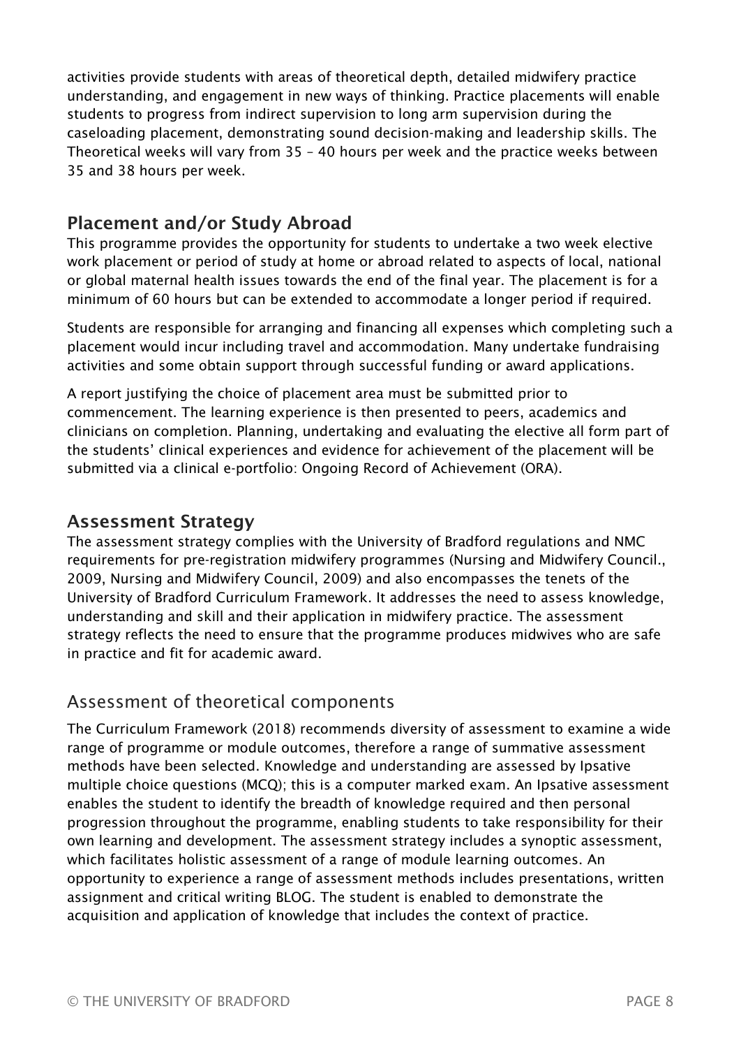activities provide students with areas of theoretical depth, detailed midwifery practice understanding, and engagement in new ways of thinking. Practice placements will enable students to progress from indirect supervision to long arm supervision during the caseloading placement, demonstrating sound decision-making and leadership skills. The Theoretical weeks will vary from 35 – 40 hours per week and the practice weeks between 35 and 38 hours per week.

## Placement and/or Study Abroad

This programme provides the opportunity for students to undertake a two week elective work placement or period of study at home or abroad related to aspects of local, national or global maternal health issues towards the end of the final year. The placement is for a minimum of 60 hours but can be extended to accommodate a longer period if required.

Students are responsible for arranging and financing all expenses which completing such a placement would incur including travel and accommodation. Many undertake fundraising activities and some obtain support through successful funding or award applications.

A report justifying the choice of placement area must be submitted prior to commencement. The learning experience is then presented to peers, academics and clinicians on completion. Planning, undertaking and evaluating the elective all form part of the students' clinical experiences and evidence for achievement of the placement will be submitted via a clinical e-portfolio: Ongoing Record of Achievement (ORA).

## Assessment Strategy

The assessment strategy complies with the University of Bradford regulations and NMC requirements for pre-registration midwifery programmes (Nursing and Midwifery Council., 2009, Nursing and Midwifery Council, 2009) and also encompasses the tenets of the University of Bradford Curriculum Framework. It addresses the need to assess knowledge, understanding and skill and their application in midwifery practice. The assessment strategy reflects the need to ensure that the programme produces midwives who are safe in practice and fit for academic award.

### Assessment of theoretical components

The Curriculum Framework (2018) recommends diversity of assessment to examine a wide range of programme or module outcomes, therefore a range of summative assessment methods have been selected. Knowledge and understanding are assessed by Ipsative multiple choice questions (MCQ); this is a computer marked exam. An Ipsative assessment enables the student to identify the breadth of knowledge required and then personal progression throughout the programme, enabling students to take responsibility for their own learning and development. The assessment strategy includes a synoptic assessment, which facilitates holistic assessment of a range of module learning outcomes. An opportunity to experience a range of assessment methods includes presentations, written assignment and critical writing BLOG. The student is enabled to demonstrate the acquisition and application of knowledge that includes the context of practice.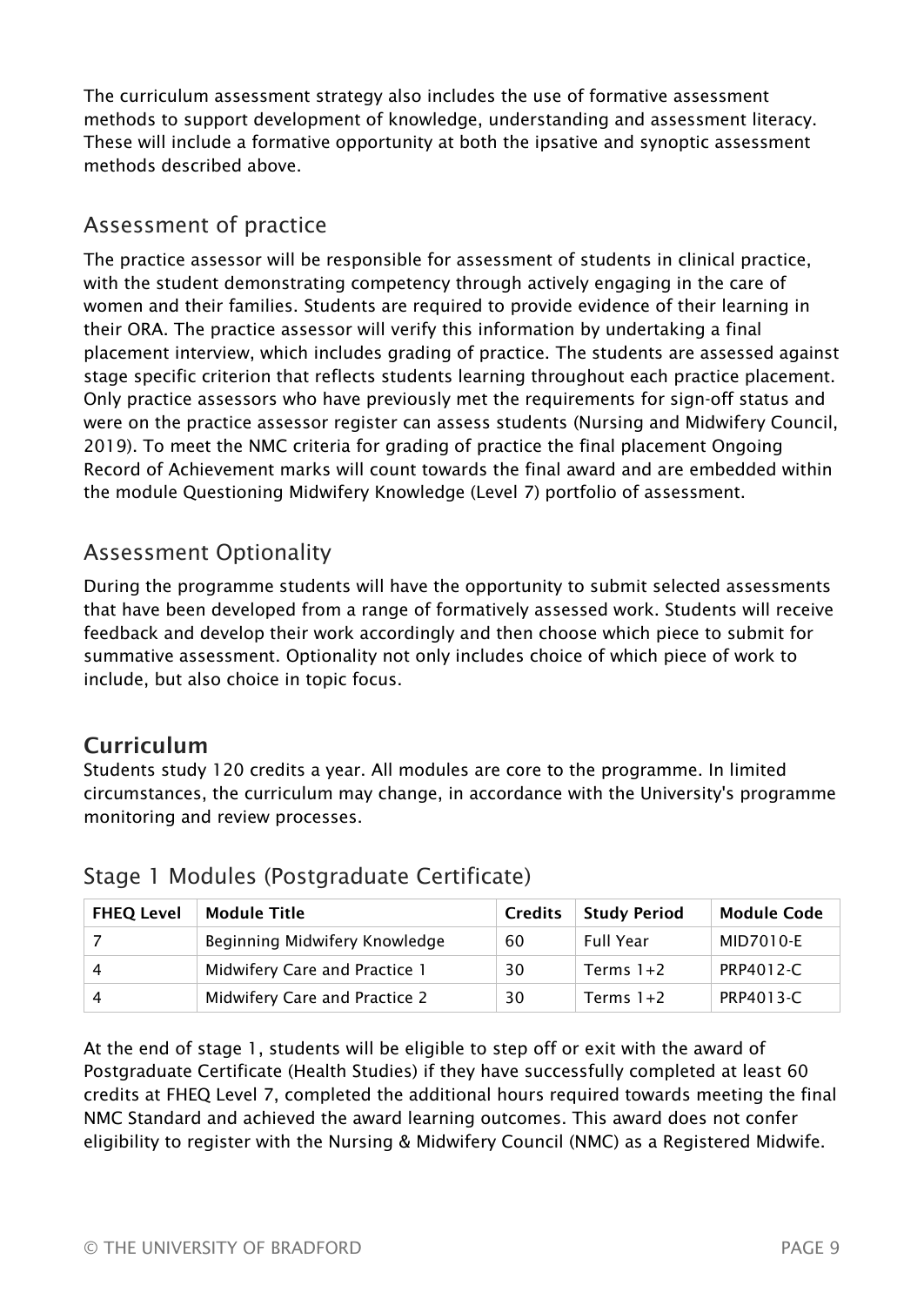The curriculum assessment strategy also includes the use of formative assessment methods to support development of knowledge, understanding and assessment literacy. These will include a formative opportunity at both the ipsative and synoptic assessment methods described above.

### Assessment of practice

The practice assessor will be responsible for assessment of students in clinical practice, with the student demonstrating competency through actively engaging in the care of women and their families. Students are required to provide evidence of their learning in their ORA. The practice assessor will verify this information by undertaking a final placement interview, which includes grading of practice. The students are assessed against stage specific criterion that reflects students learning throughout each practice placement. Only practice assessors who have previously met the requirements for sign-off status and were on the practice assessor register can assess students (Nursing and Midwifery Council, 2019). To meet the NMC criteria for grading of practice the final placement Ongoing Record of Achievement marks will count towards the final award and are embedded within the module Questioning Midwifery Knowledge (Level 7) portfolio of assessment.

### Assessment Optionality

During the programme students will have the opportunity to submit selected assessments that have been developed from a range of formatively assessed work. Students will receive feedback and develop their work accordingly and then choose which piece to submit for summative assessment. Optionality not only includes choice of which piece of work to include, but also choice in topic focus.

## Curriculum

Students study 120 credits a year. All modules are core to the programme. In limited circumstances, the curriculum may change, in accordance with the University's programme monitoring and review processes.

### Stage 1 Modules (Postgraduate Certificate)

| FHEQ Level | Module Title | Credits | Study Period | Module Code |
|---|---|---|---|---|
| 7 | Beginning Midwifery Knowledge | 60 | Full Year | MID7010-E |
| 4 | Midwifery Care and Practice 1 | 30 | Terms 1+2 | PRP4012-C |
| 4 | Midwifery Care and Practice 2 | 30 | Terms 1+2 | PRP4013-C |

At the end of stage 1, students will be eligible to step off or exit with the award of Postgraduate Certificate (Health Studies) if they have successfully completed at least 60 credits at FHEQ Level 7, completed the additional hours required towards meeting the final NMC Standard and achieved the award learning outcomes. This award does not confer eligibility to register with the Nursing & Midwifery Council (NMC) as a Registered Midwife.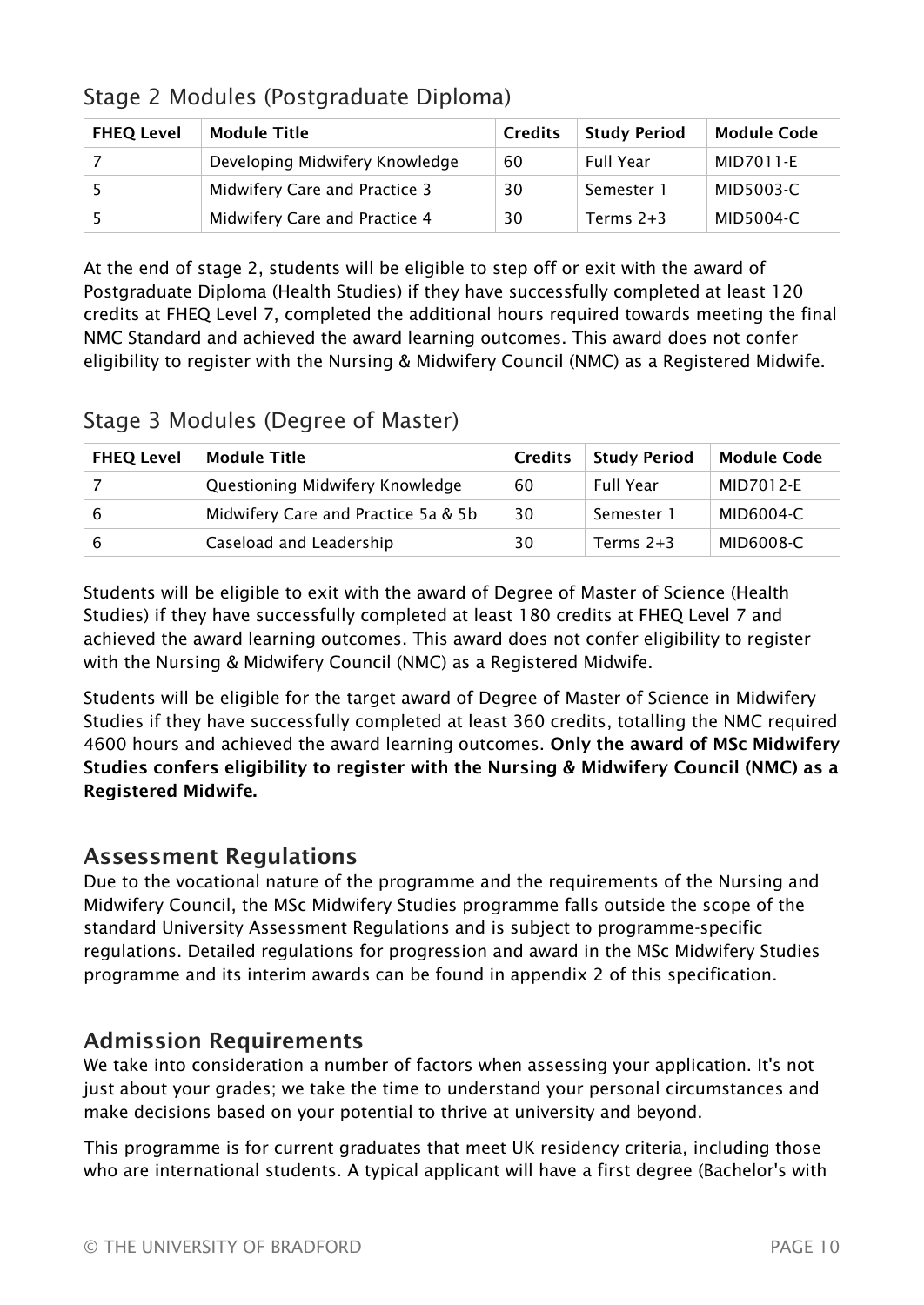## Stage 2 Modules (Postgraduate Diploma)

| FHEQ Level | Module Title | Credits | Study Period | Module Code |
|---|---|---|---|---|
| 7 | Developing Midwifery Knowledge | 60 | Full Year | MID7011-E |
| 5 | Midwifery Care and Practice 3 | 30 | Semester 1 | MID5003-C |
| 5 | Midwifery Care and Practice 4 | 30 | Terms 2+3 | MID5004-C |

At the end of stage 2, students will be eligible to step off or exit with the award of Postgraduate Diploma (Health Studies) if they have successfully completed at least 120 credits at FHEQ Level 7, completed the additional hours required towards meeting the final NMC Standard and achieved the award learning outcomes. This award does not confer eligibility to register with the Nursing & Midwifery Council (NMC) as a Registered Midwife.

## Stage 3 Modules (Degree of Master)

| FHEQ Level | Module Title | Credits | Study Period | Module Code |
|---|---|---|---|---|
| 7 | Questioning Midwifery Knowledge | 60 | Full Year | MID7012-E |
| 6 | Midwifery Care and Practice 5a & 5b | 30 | Semester 1 | MID6004-C |
| 6 | Caseload and Leadership | 30 | Terms 2+3 | MID6008-C |

Students will be eligible to exit with the award of Degree of Master of Science (Health Studies) if they have successfully completed at least 180 credits at FHEQ Level 7 and achieved the award learning outcomes. This award does not confer eligibility to register with the Nursing & Midwifery Council (NMC) as a Registered Midwife.

Students will be eligible for the target award of Degree of Master of Science in Midwifery Studies if they have successfully completed at least 360 credits, totalling the NMC required 4600 hours and achieved the award learning outcomes. **Only the award of MSc Midwifery Studies confers eligibility to register with the Nursing & Midwifery Council (NMC) as a Registered Midwife.**

## Assessment Regulations

Due to the vocational nature of the programme and the requirements of the Nursing and Midwifery Council, the MSc Midwifery Studies programme falls outside the scope of the standard University Assessment Regulations and is subject to programme-specific regulations. Detailed regulations for progression and award in the MSc Midwifery Studies programme and its interim awards can be found in appendix 2 of this specification.

## Admission Requirements

We take into consideration a number of factors when assessing your application. It's not just about your grades; we take the time to understand your personal circumstances and make decisions based on your potential to thrive at university and beyond.

This programme is for current graduates that meet UK residency criteria, including those who are international students. A typical applicant will have a first degree (Bachelor's with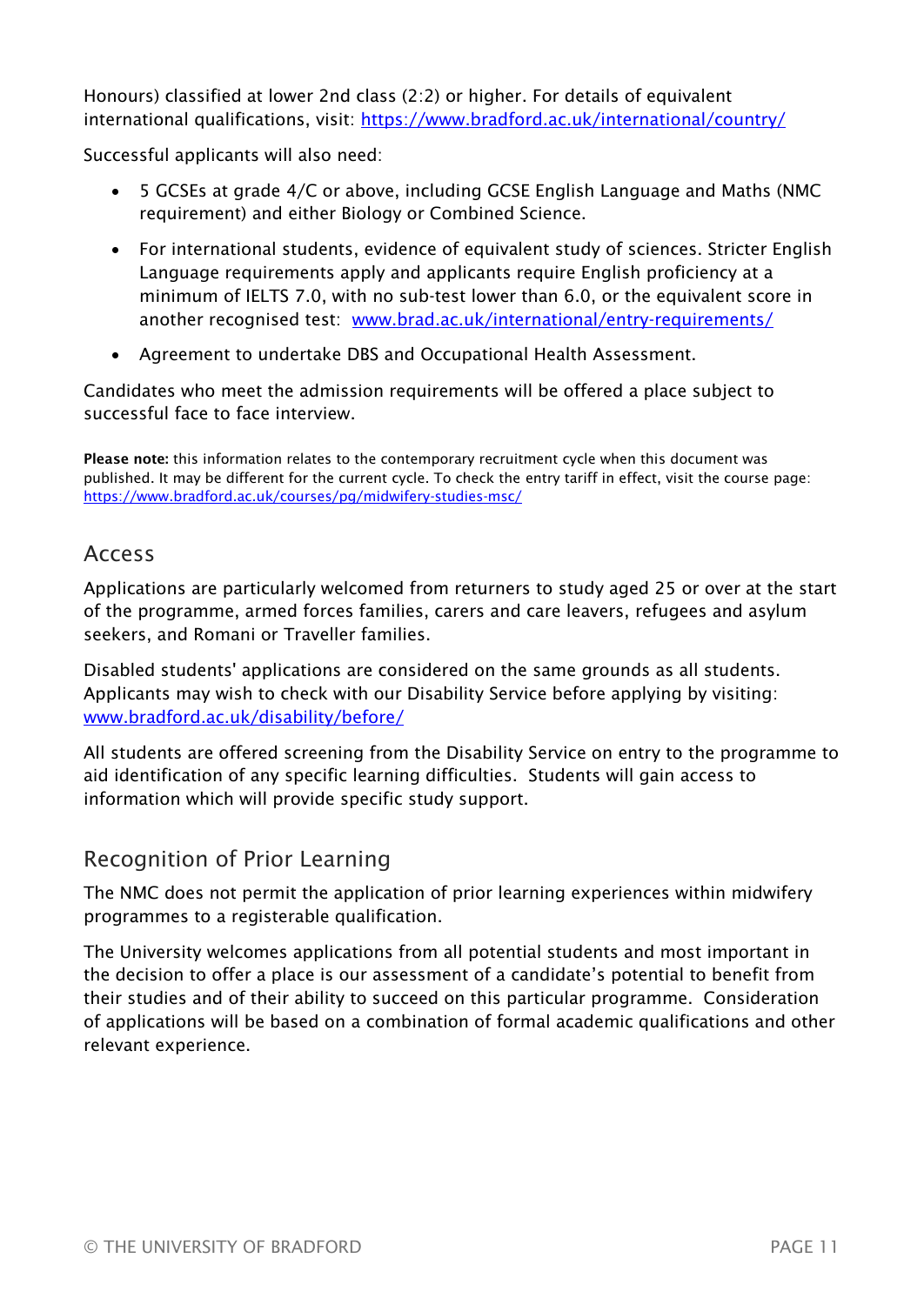Honours) classified at lower 2nd class (2:2) or higher. For details of equivalent international qualifications, visit: https://www.bradford.ac.uk/international/country/

Successful applicants will also need:

- 5 GCSEs at grade 4/C or above, including GCSE English Language and Maths (NMC requirement) and either Biology or Combined Science.
- For international students, evidence of equivalent study of sciences. Stricter English Language requirements apply and applicants require English proficiency at a minimum of IELTS 7.0, with no sub-test lower than 6.0, or the equivalent score in another recognised test: www.brad.ac.uk/international/entry-requirements/
- Agreement to undertake DBS and Occupational Health Assessment.

Candidates who meet the admission requirements will be offered a place subject to successful face to face interview.

**Please note:** this information relates to the contemporary recruitment cycle when this document was published. It may be different for the current cycle. To check the entry tariff in effect, visit the course page: https://www.bradford.ac.uk/courses/pg/midwifery-studies-msc/

## Access

Applications are particularly welcomed from returners to study aged 25 or over at the start of the programme, armed forces families, carers and care leavers, refugees and asylum seekers, and Romani or Traveller families.

Disabled students' applications are considered on the same grounds as all students. Applicants may wish to check with our Disability Service before applying by visiting: www.bradford.ac.uk/disability/before/

All students are offered screening from the Disability Service on entry to the programme to aid identification of any specific learning difficulties. Students will gain access to information which will provide specific study support.

## Recognition of Prior Learning

The NMC does not permit the application of prior learning experiences within midwifery programmes to a registerable qualification.

The University welcomes applications from all potential students and most important in the decision to offer a place is our assessment of a candidate's potential to benefit from their studies and of their ability to succeed on this particular programme. Consideration of applications will be based on a combination of formal academic qualifications and other relevant experience.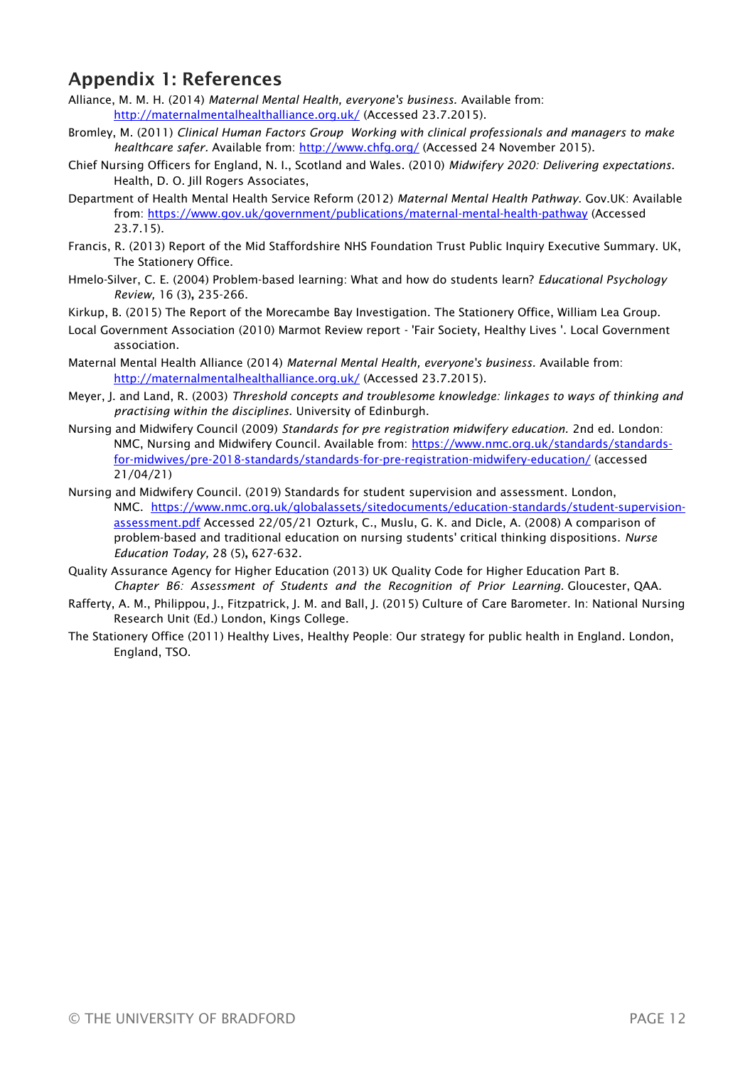## Appendix 1: References

Alliance, M. M. H. (2014) *Maternal Mental Health, everyone's business.* Available from: http://maternalmentalhealthalliance.org.uk/ (Accessed 23.7.2015).

Bromley, M. (2011) *Clinical Human Factors Group Working with clinical professionals and managers to make healthcare safer*. Available from: http://www.chfg.org/ (Accessed 24 November 2015).

Chief Nursing Officers for England, N. I., Scotland and Wales. (2010) *Midwifery 2020: Delivering expectations.* Health, D. O. Jill Rogers Associates,

Department of Health Mental Health Service Reform (2012) *Maternal Mental Health Pathway.* Gov.UK: Available from: https://www.gov.uk/government/publications/maternal-mental-health-pathway (Accessed 23.7.15).

Francis, R. (2013) Report of the Mid Staffordshire NHS Foundation Trust Public Inquiry Executive Summary. UK, The Stationery Office.

Hmelo-Silver, C. E. (2004) Problem-based learning: What and how do students learn? *Educational Psychology Review,* 16 (3)**,** 235-266.

Kirkup, B. (2015) The Report of the Morecambe Bay Investigation. The Stationery Office, William Lea Group.

Local Government Association (2010) Marmot Review report - 'Fair Society, Healthy Lives '. Local Government association.

Maternal Mental Health Alliance (2014) *Maternal Mental Health, everyone's business.* Available from: http://maternalmentalhealthalliance.org.uk/ (Accessed 23.7.2015).

Meyer, J. and Land, R. (2003) *Threshold concepts and troublesome knowledge: linkages to ways of thinking and practising within the disciplines.* University of Edinburgh.

Nursing and Midwifery Council (2009) *Standards for pre registration midwifery education.* 2nd ed. London: NMC, Nursing and Midwifery Council. Available from: https://www.nmc.org.uk/standards/standards-for-midwives/pre-2018-standards/standards-for-pre-registration-midwifery-education/ (accessed 21/04/21)

Nursing and Midwifery Council. (2019) Standards for student supervision and assessment. London, NMC. https://www.nmc.org.uk/globalassets/sitedocuments/education-standards/student-supervision-assessment.pdf Accessed 22/05/21 Ozturk, C., Muslu, G. K. and Dicle, A. (2008) A comparison of problem-based and traditional education on nursing students' critical thinking dispositions. *Nurse Education Today,* 28 (5)**,** 627-632.

Quality Assurance Agency for Higher Education (2013) UK Quality Code for Higher Education Part B. *Chapter B6: Assessment of Students and the Recognition of Prior Learning.* Gloucester, QAA.

Rafferty, A. M., Philippou, J., Fitzpatrick, J. M. and Ball, J. (2015) Culture of Care Barometer. In: National Nursing Research Unit (Ed.) London, Kings College.

The Stationery Office (2011) Healthy Lives, Healthy People: Our strategy for public health in England. London, England, TSO.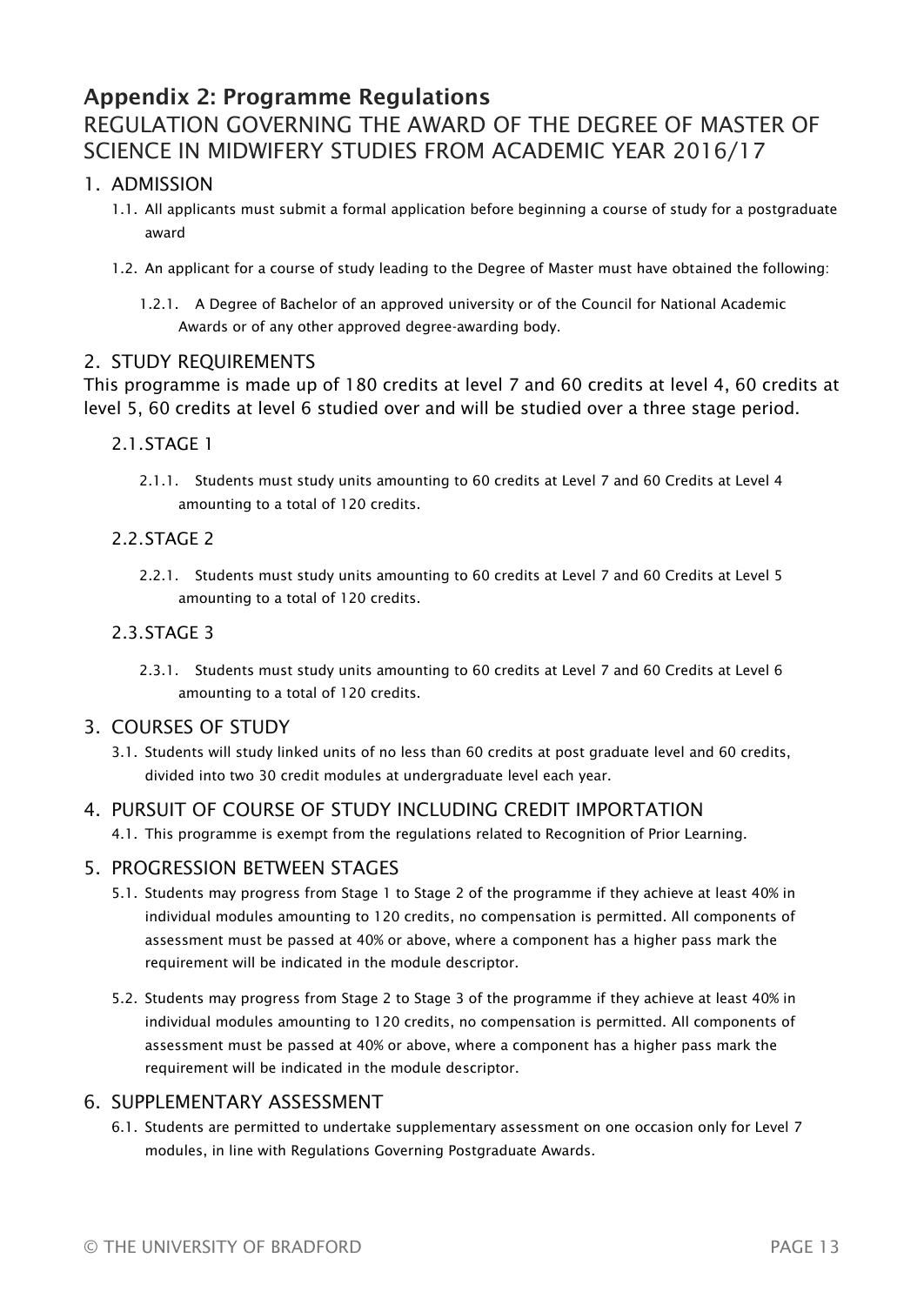## Appendix 2: Programme Regulations

## REGULATION GOVERNING THE AWARD OF THE DEGREE OF MASTER OF SCIENCE IN MIDWIFERY STUDIES FROM ACADEMIC YEAR 2016/17

### 1. ADMISSION

1.1. All applicants must submit a formal application before beginning a course of study for a postgraduate award

1.2. An applicant for a course of study leading to the Degree of Master must have obtained the following:

1.2.1. A Degree of Bachelor of an approved university or of the Council for National Academic Awards or of any other approved degree-awarding body.

### 2. STUDY REQUIREMENTS

This programme is made up of 180 credits at level 7 and 60 credits at level 4, 60 credits at level 5, 60 credits at level 6 studied over and will be studied over a three stage period.

#### 2.1. STAGE 1

2.1.1. Students must study units amounting to 60 credits at Level 7 and 60 Credits at Level 4 amounting to a total of 120 credits.

#### 2.2. STAGE 2

2.2.1. Students must study units amounting to 60 credits at Level 7 and 60 Credits at Level 5 amounting to a total of 120 credits.

#### 2.3. STAGE 3

2.3.1. Students must study units amounting to 60 credits at Level 7 and 60 Credits at Level 6 amounting to a total of 120 credits.

### 3. COURSES OF STUDY

3.1. Students will study linked units of no less than 60 credits at post graduate level and 60 credits, divided into two 30 credit modules at undergraduate level each year.

### 4. PURSUIT OF COURSE OF STUDY INCLUDING CREDIT IMPORTATION

4.1. This programme is exempt from the regulations related to Recognition of Prior Learning.

### 5. PROGRESSION BETWEEN STAGES

5.1. Students may progress from Stage 1 to Stage 2 of the programme if they achieve at least 40% in individual modules amounting to 120 credits, no compensation is permitted. All components of assessment must be passed at 40% or above, where a component has a higher pass mark the requirement will be indicated in the module descriptor.

5.2. Students may progress from Stage 2 to Stage 3 of the programme if they achieve at least 40% in individual modules amounting to 120 credits, no compensation is permitted. All components of assessment must be passed at 40% or above, where a component has a higher pass mark the requirement will be indicated in the module descriptor.

### 6. SUPPLEMENTARY ASSESSMENT

6.1. Students are permitted to undertake supplementary assessment on one occasion only for Level 7 modules, in line with Regulations Governing Postgraduate Awards.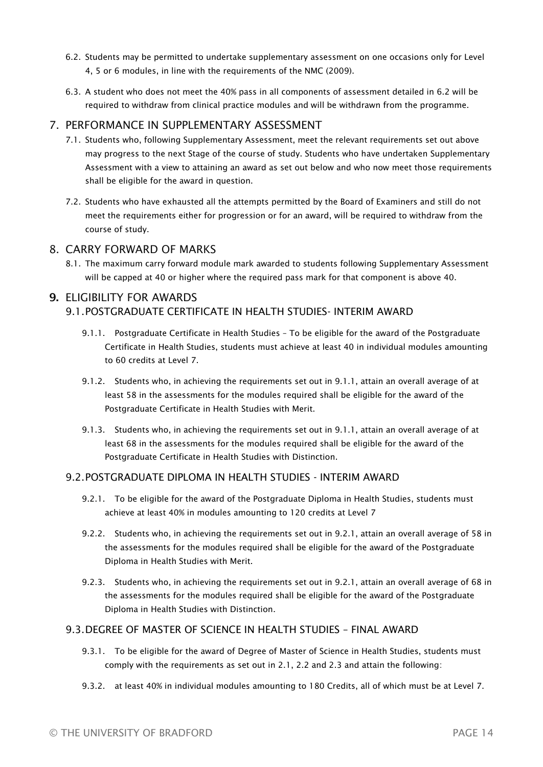6.2. Students may be permitted to undertake supplementary assessment on one occasions only for Level 4, 5 or 6 modules, in line with the requirements of the NMC (2009).

6.3. A student who does not meet the 40% pass in all components of assessment detailed in 6.2 will be required to withdraw from clinical practice modules and will be withdrawn from the programme.

## 7. PERFORMANCE IN SUPPLEMENTARY ASSESSMENT

7.1. Students who, following Supplementary Assessment, meet the relevant requirements set out above may progress to the next Stage of the course of study. Students who have undertaken Supplementary Assessment with a view to attaining an award as set out below and who now meet those requirements shall be eligible for the award in question.

7.2. Students who have exhausted all the attempts permitted by the Board of Examiners and still do not meet the requirements either for progression or for an award, will be required to withdraw from the course of study.

## 8. CARRY FORWARD OF MARKS

8.1. The maximum carry forward module mark awarded to students following Supplementary Assessment will be capped at 40 or higher where the required pass mark for that component is above 40.

## 9. ELIGIBILITY FOR AWARDS

### 9.1. POSTGRADUATE CERTIFICATE IN HEALTH STUDIES- INTERIM AWARD

9.1.1. Postgraduate Certificate in Health Studies – To be eligible for the award of the Postgraduate Certificate in Health Studies, students must achieve at least 40 in individual modules amounting to 60 credits at Level 7.

9.1.2. Students who, in achieving the requirements set out in 9.1.1, attain an overall average of at least 58 in the assessments for the modules required shall be eligible for the award of the Postgraduate Certificate in Health Studies with Merit.

9.1.3. Students who, in achieving the requirements set out in 9.1.1, attain an overall average of at least 68 in the assessments for the modules required shall be eligible for the award of the Postgraduate Certificate in Health Studies with Distinction.

### 9.2. POSTGRADUATE DIPLOMA IN HEALTH STUDIES - INTERIM AWARD

9.2.1. To be eligible for the award of the Postgraduate Diploma in Health Studies, students must achieve at least 40% in modules amounting to 120 credits at Level 7

9.2.2. Students who, in achieving the requirements set out in 9.2.1, attain an overall average of 58 in the assessments for the modules required shall be eligible for the award of the Postgraduate Diploma in Health Studies with Merit.

9.2.3. Students who, in achieving the requirements set out in 9.2.1, attain an overall average of 68 in the assessments for the modules required shall be eligible for the award of the Postgraduate Diploma in Health Studies with Distinction.

### 9.3. DEGREE OF MASTER OF SCIENCE IN HEALTH STUDIES – FINAL AWARD

9.3.1. To be eligible for the award of Degree of Master of Science in Health Studies, students must comply with the requirements as set out in 2.1, 2.2 and 2.3 and attain the following:

9.3.2. at least 40% in individual modules amounting to 180 Credits, all of which must be at Level 7.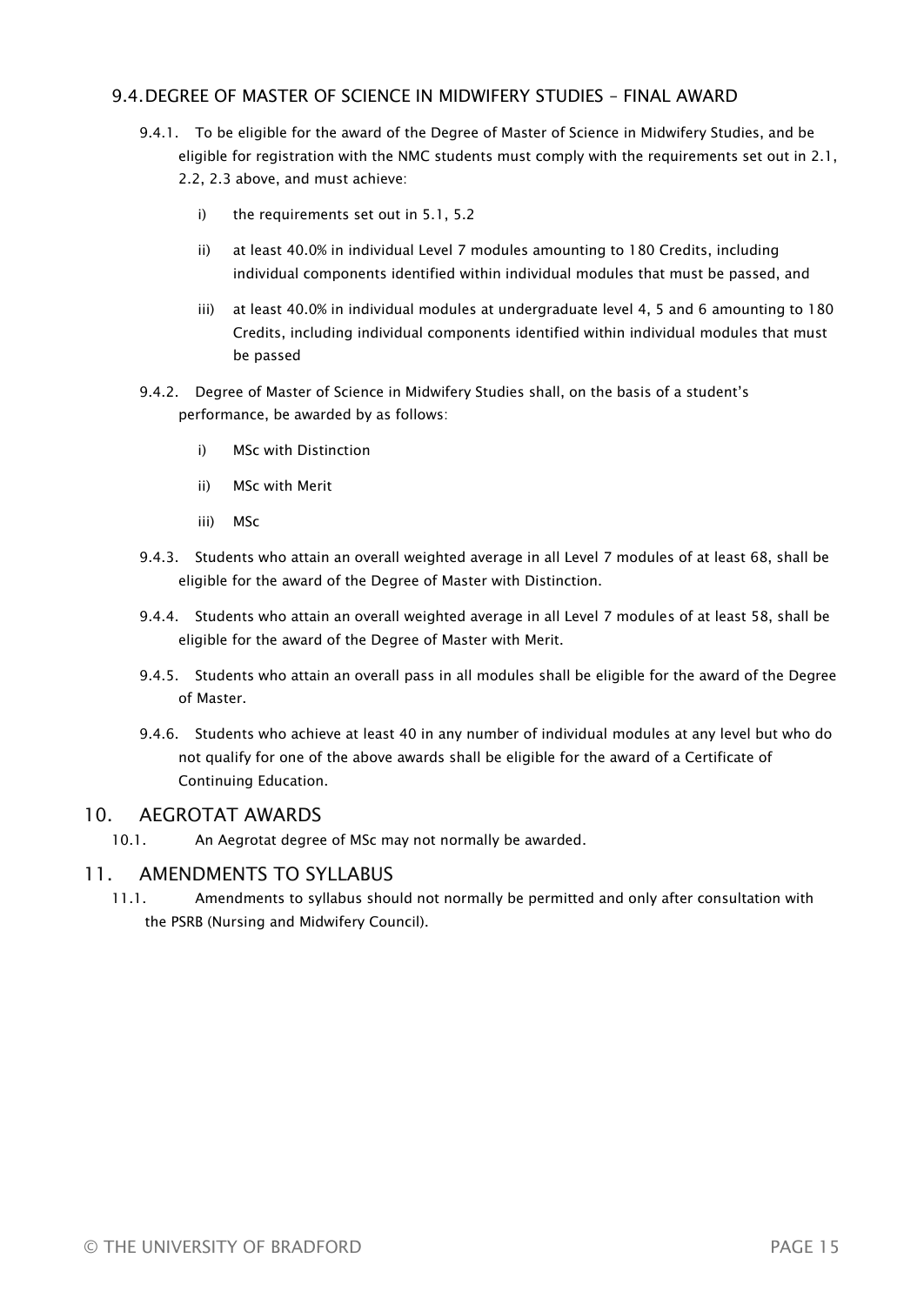### 9.4. DEGREE OF MASTER OF SCIENCE IN MIDWIFERY STUDIES – FINAL AWARD

9.4.1. To be eligible for the award of the Degree of Master of Science in Midwifery Studies, and be eligible for registration with the NMC students must comply with the requirements set out in 2.1, 2.2, 2.3 above, and must achieve:

i) the requirements set out in 5.1, 5.2

ii) at least 40.0% in individual Level 7 modules amounting to 180 Credits, including individual components identified within individual modules that must be passed, and

iii) at least 40.0% in individual modules at undergraduate level 4, 5 and 6 amounting to 180 Credits, including individual components identified within individual modules that must be passed

9.4.2. Degree of Master of Science in Midwifery Studies shall, on the basis of a student's performance, be awarded by as follows:

i) MSc with Distinction

ii) MSc with Merit

iii) MSc

9.4.3. Students who attain an overall weighted average in all Level 7 modules of at least 68, shall be eligible for the award of the Degree of Master with Distinction.

9.4.4. Students who attain an overall weighted average in all Level 7 modules of at least 58, shall be eligible for the award of the Degree of Master with Merit.

9.4.5. Students who attain an overall pass in all modules shall be eligible for the award of the Degree of Master.

9.4.6. Students who achieve at least 40 in any number of individual modules at any level but who do not qualify for one of the above awards shall be eligible for the award of a Certificate of Continuing Education.

## 10. AEGROTAT AWARDS

10.1. An Aegrotat degree of MSc may not normally be awarded.

## 11. AMENDMENTS TO SYLLABUS

11.1. Amendments to syllabus should not normally be permitted and only after consultation with the PSRB (Nursing and Midwifery Council).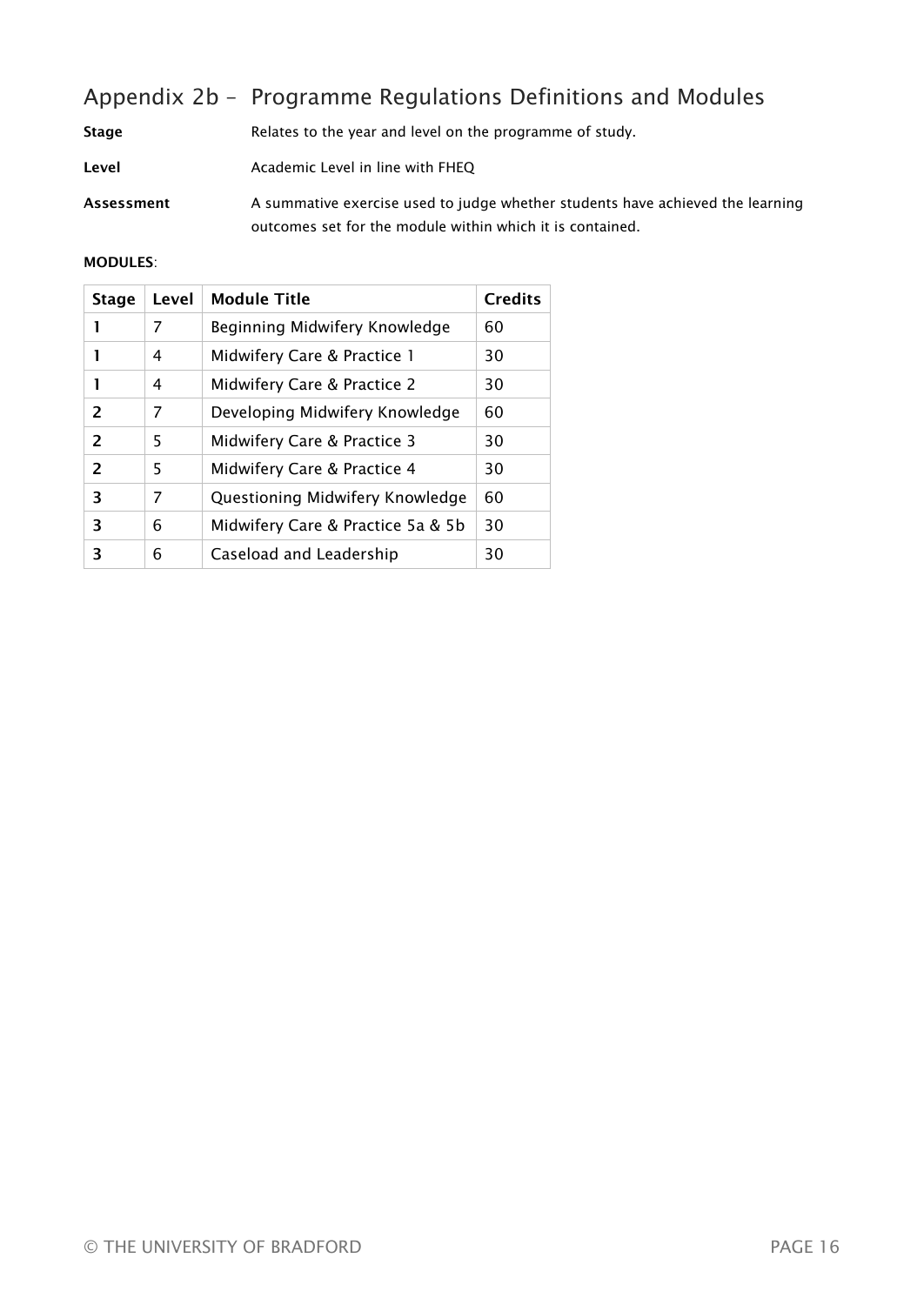# Appendix 2b – Programme Regulations Definitions and Modules

**Stage** Relates to the year and level on the programme of study.

**Level** Academic Level in line with FHEQ

**Assessment** A summative exercise used to judge whether students have achieved the learning outcomes set for the module within which it is contained.

**MODULES**:

| Stage | Level | Module Title | Credits |
|---|---|---|---|
| 1 | 7 | Beginning Midwifery Knowledge | 60 |
| 1 | 4 | Midwifery Care & Practice 1 | 30 |
| 1 | 4 | Midwifery Care & Practice 2 | 30 |
| 2 | 7 | Developing Midwifery Knowledge | 60 |
| 2 | 5 | Midwifery Care & Practice 3 | 30 |
| 2 | 5 | Midwifery Care & Practice 4 | 30 |
| 3 | 7 | Questioning Midwifery Knowledge | 60 |
| 3 | 6 | Midwifery Care & Practice 5a & 5b | 30 |
| 3 | 6 | Caseload and Leadership | 30 |